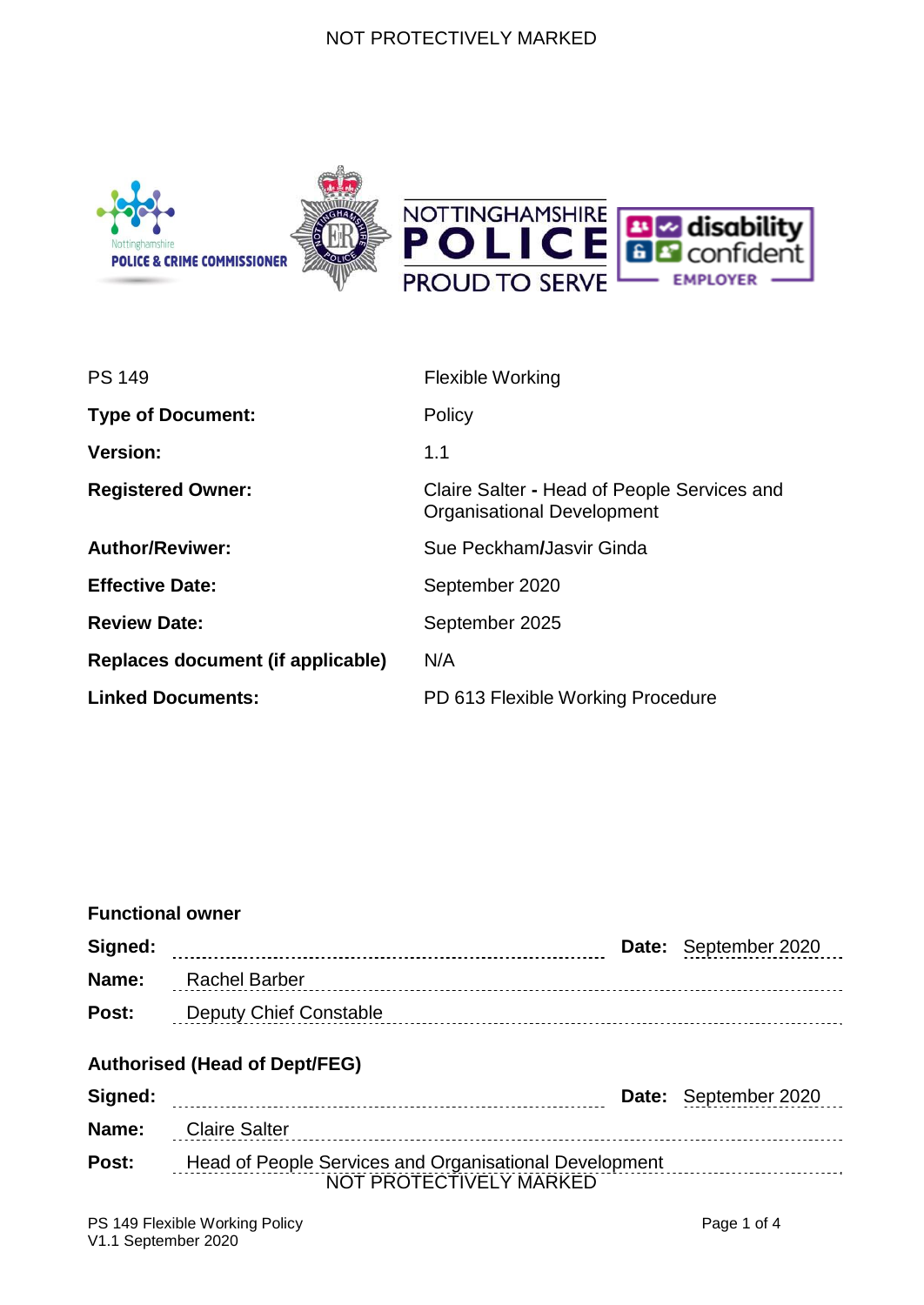| | |
|---|---|
| PS 149 | Flexible Working |
| **Type of Document:** | Policy |
| **Version:** | 1.1 |
| **Registered Owner:** | Claire Salter **-** Head of People Services and Organisational Development |
| **Author/Reviwer:** | Sue Peckham**/**Jasvir Ginda |
| **Effective Date:** | September 2020 |
| **Review Date:** | September 2025 |
| **Replaces document (if applicable)** | N/A |
| **Linked Documents:** | PD 613 Flexible Working Procedure |

**Functional owner**

**Signed:** .................................................... **Date:** September 2020

**Name:** Rachel Barber

**Post:** Deputy Chief Constable

**Authorised (Head of Dept/FEG)**

**Signed:** .................................................... **Date:** September 2020

**Name:** Claire Salter

**Post:** Head of People Services and Organisational Development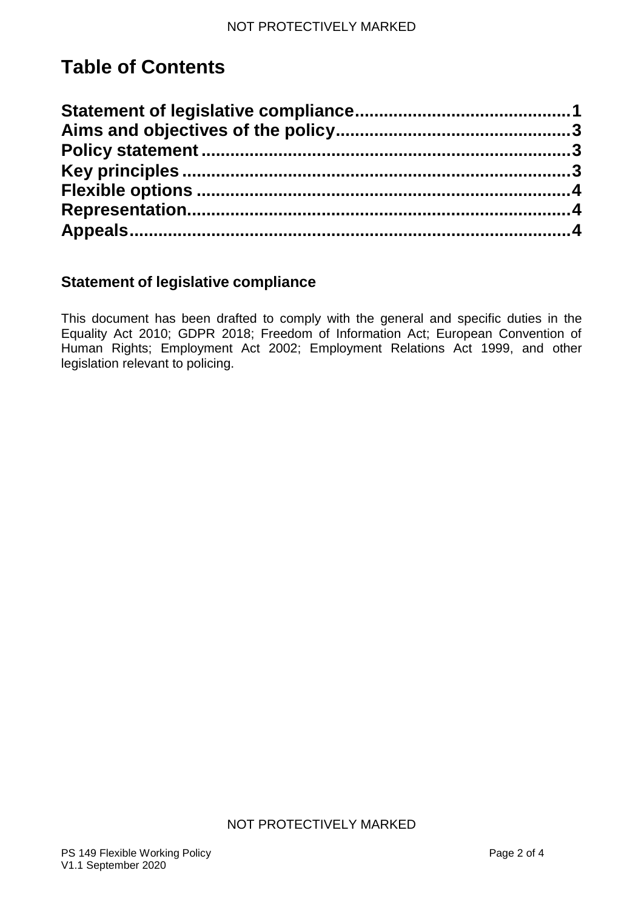# Table of Contents

**Statement of legislative compliance............................................1**
**Aims and objectives of the policy.................................................3**
**Policy statement ...........................................................................3**
**Key principles ................................................................................3**
**Flexible options .............................................................................4**
**Representation...............................................................................4**
**Appeals...........................................................................................4**

## Statement of legislative compliance

This document has been drafted to comply with the general and specific duties in the Equality Act 2010; GDPR 2018; Freedom of Information Act; European Convention of Human Rights; Employment Act 2002; Employment Relations Act 1999, and other legislation relevant to policing.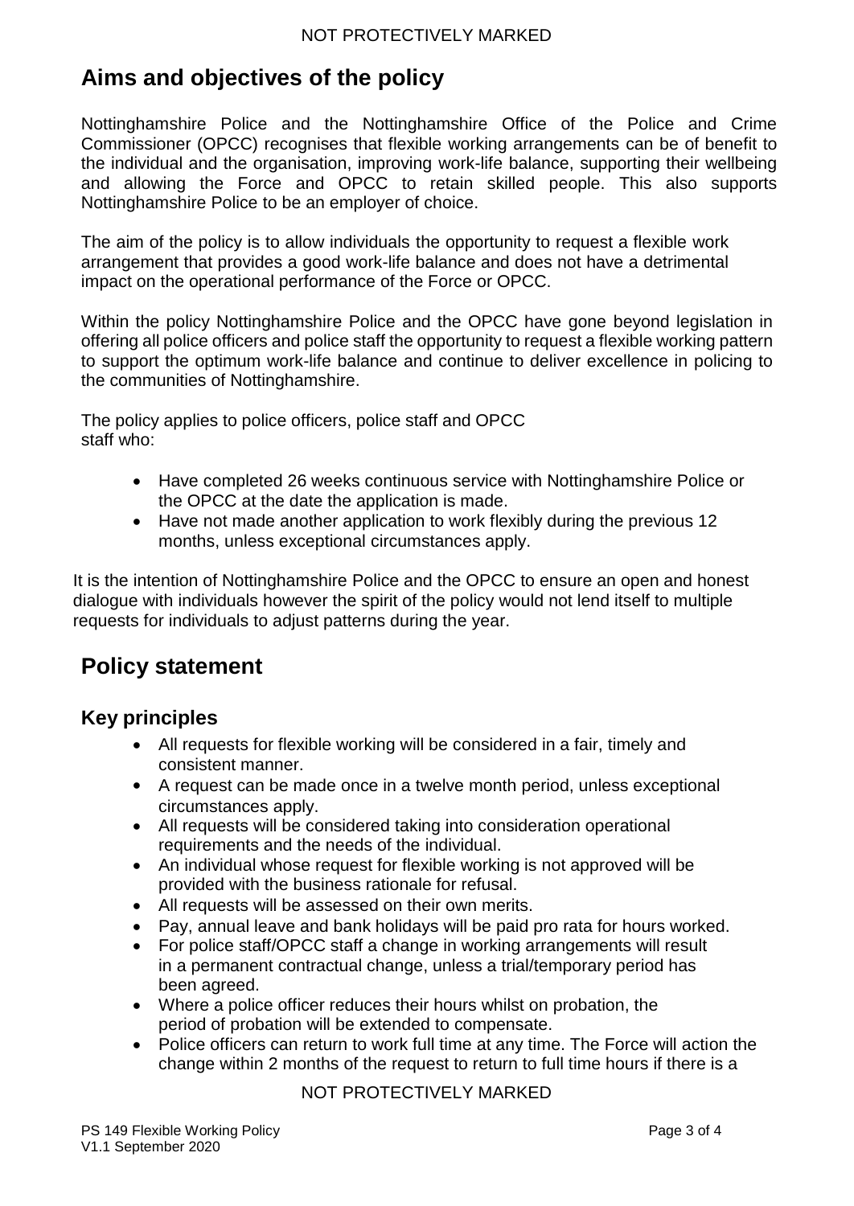# Aims and objectives of the policy

Nottinghamshire Police and the Nottinghamshire Office of the Police and Crime Commissioner (OPCC) recognises that flexible working arrangements can be of benefit to the individual and the organisation, improving work-life balance, supporting their wellbeing and allowing the Force and OPCC to retain skilled people. This also supports Nottinghamshire Police to be an employer of choice.

The aim of the policy is to allow individuals the opportunity to request a flexible work arrangement that provides a good work-life balance and does not have a detrimental impact on the operational performance of the Force or OPCC.

Within the policy Nottinghamshire Police and the OPCC have gone beyond legislation in offering all police officers and police staff the opportunity to request a flexible working pattern to support the optimum work-life balance and continue to deliver excellence in policing to the communities of Nottinghamshire.

The policy applies to police officers, police staff and OPCC staff who:

- Have completed 26 weeks continuous service with Nottinghamshire Police or the OPCC at the date the application is made.
- Have not made another application to work flexibly during the previous 12 months, unless exceptional circumstances apply.

It is the intention of Nottinghamshire Police and the OPCC to ensure an open and honest dialogue with individuals however the spirit of the policy would not lend itself to multiple requests for individuals to adjust patterns during the year.

# Policy statement

## Key principles

- All requests for flexible working will be considered in a fair, timely and consistent manner.
- A request can be made once in a twelve month period, unless exceptional circumstances apply.
- All requests will be considered taking into consideration operational requirements and the needs of the individual.
- An individual whose request for flexible working is not approved will be provided with the business rationale for refusal.
- All requests will be assessed on their own merits.
- Pay, annual leave and bank holidays will be paid pro rata for hours worked.
- For police staff/OPCC staff a change in working arrangements will result in a permanent contractual change, unless a trial/temporary period has been agreed.
- Where a police officer reduces their hours whilst on probation, the period of probation will be extended to compensate.
- Police officers can return to work full time at any time. The Force will action the change within 2 months of the request to return to full time hours if there is a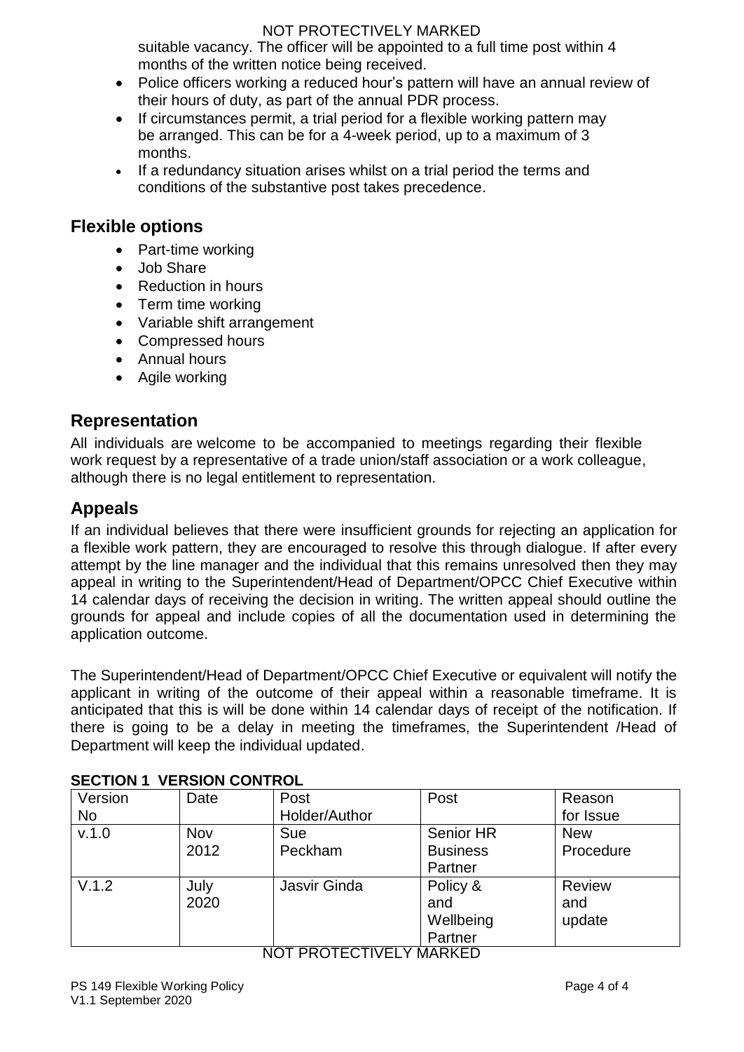suitable vacancy. The officer will be appointed to a full time post within 4 months of the written notice being received.

- Police officers working a reduced hour's pattern will have an annual review of their hours of duty, as part of the annual PDR process.
- If circumstances permit, a trial period for a flexible working pattern may be arranged. This can be for a 4-week period, up to a maximum of 3 months.
- If a redundancy situation arises whilst on a trial period the terms and conditions of the substantive post takes precedence.

## Flexible options

- Part-time working
- Job Share
- Reduction in hours
- Term time working
- Variable shift arrangement
- Compressed hours
- Annual hours
- Agile working

## Representation

All individuals are welcome to be accompanied to meetings regarding their flexible work request by a representative of a trade union/staff association or a work colleague, although there is no legal entitlement to representation.

## Appeals

If an individual believes that there were insufficient grounds for rejecting an application for a flexible work pattern, they are encouraged to resolve this through dialogue. If after every attempt by the line manager and the individual that this remains unresolved then they may appeal in writing to the Superintendent/Head of Department/OPCC Chief Executive within 14 calendar days of receiving the decision in writing. The written appeal should outline the grounds for appeal and include copies of all the documentation used in determining the application outcome.

The Superintendent/Head of Department/OPCC Chief Executive or equivalent will notify the applicant in writing of the outcome of their appeal within a reasonable timeframe. It is anticipated that this is will be done within 14 calendar days of receipt of the notification. If there is going to be a delay in meeting the timeframes, the Superintendent /Head of Department will keep the individual updated.

**SECTION 1 VERSION CONTROL**

| Version No | Date | Post Holder/Author | Post | Reason for Issue |
|---|---|---|---|---|
| v.1.0 | Nov 2012 | Sue Peckham | Senior HR Business Partner | New Procedure |
| V.1.2 | July 2020 | Jasvir Ginda | Policy & and Wellbeing Partner | Review and update |